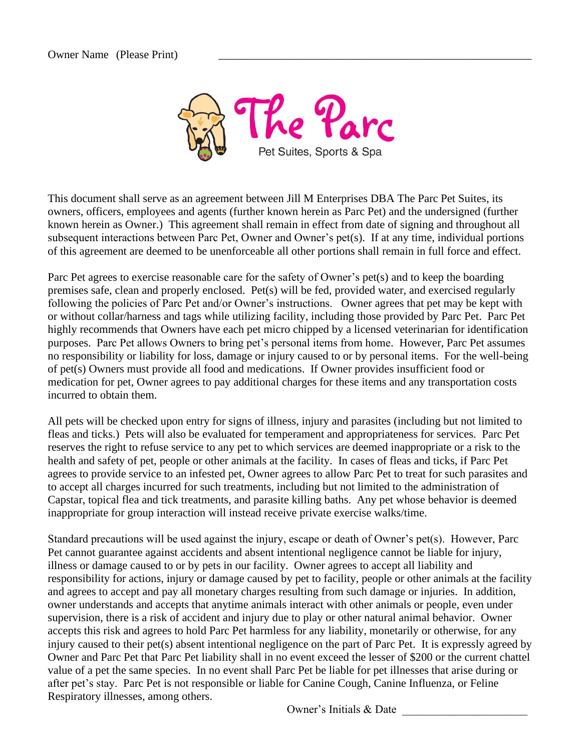Owner Name (Please Print) ______________________________________________

The Parc

Pet Suites, Sports & Spa

This document shall serve as an agreement between Jill M Enterprises DBA The Parc Pet Suites, its owners, officers, employees and agents (further known herein as Parc Pet) and the undersigned (further known herein as Owner.) This agreement shall remain in effect from date of signing and throughout all subsequent interactions between Parc Pet, Owner and Owner's pet(s). If at any time, individual portions of this agreement are deemed to be unenforceable all other portions shall remain in full force and effect.

Parc Pet agrees to exercise reasonable care for the safety of Owner's pet(s) and to keep the boarding premises safe, clean and properly enclosed. Pet(s) will be fed, provided water, and exercised regularly following the policies of Parc Pet and/or Owner's instructions. Owner agrees that pet may be kept with or without collar/harness and tags while utilizing facility, including those provided by Parc Pet. Parc Pet highly recommends that Owners have each pet micro chipped by a licensed veterinarian for identification purposes. Parc Pet allows Owners to bring pet's personal items from home. However, Parc Pet assumes no responsibility or liability for loss, damage or injury caused to or by personal items. For the well-being of pet(s) Owners must provide all food and medications. If Owner provides insufficient food or medication for pet, Owner agrees to pay additional charges for these items and any transportation costs incurred to obtain them.

All pets will be checked upon entry for signs of illness, injury and parasites (including but not limited to fleas and ticks.) Pets will also be evaluated for temperament and appropriateness for services. Parc Pet reserves the right to refuse service to any pet to which services are deemed inappropriate or a risk to the health and safety of pet, people or other animals at the facility. In cases of fleas and ticks, if Parc Pet agrees to provide service to an infested pet, Owner agrees to allow Parc Pet to treat for such parasites and to accept all charges incurred for such treatments, including but not limited to the administration of Capstar, topical flea and tick treatments, and parasite killing baths. Any pet whose behavior is deemed inappropriate for group interaction will instead receive private exercise walks/time.

Standard precautions will be used against the injury, escape or death of Owner's pet(s). However, Parc Pet cannot guarantee against accidents and absent intentional negligence cannot be liable for injury, illness or damage caused to or by pets in our facility. Owner agrees to accept all liability and responsibility for actions, injury or damage caused by pet to facility, people or other animals at the facility and agrees to accept and pay all monetary charges resulting from such damage or injuries. In addition, owner understands and accepts that anytime animals interact with other animals or people, even under supervision, there is a risk of accident and injury due to play or other natural animal behavior. Owner accepts this risk and agrees to hold Parc Pet harmless for any liability, monetarily or otherwise, for any injury caused to their pet(s) absent intentional negligence on the part of Parc Pet. It is expressly agreed by Owner and Parc Pet that Parc Pet liability shall in no event exceed the lesser of $200 or the current chattel value of a pet the same species. In no event shall Parc Pet be liable for pet illnesses that arise during or after pet's stay. Parc Pet is not responsible or liable for Canine Cough, Canine Influenza, or Feline Respiratory illnesses, among others.

Owner's Initials & Date ______________________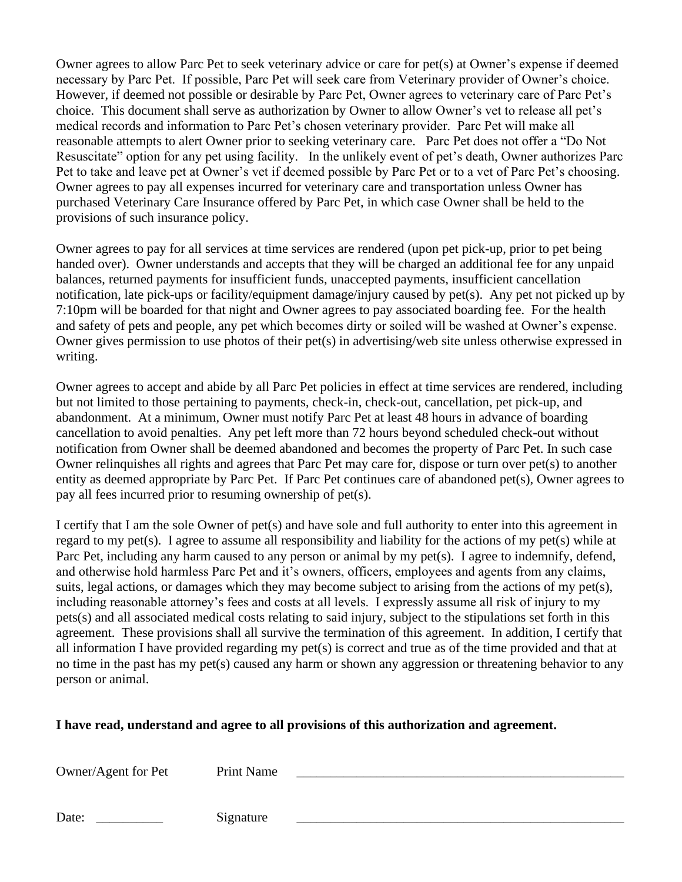Owner agrees to allow Parc Pet to seek veterinary advice or care for pet(s) at Owner's expense if deemed necessary by Parc Pet. If possible, Parc Pet will seek care from Veterinary provider of Owner's choice. However, if deemed not possible or desirable by Parc Pet, Owner agrees to veterinary care of Parc Pet's choice. This document shall serve as authorization by Owner to allow Owner's vet to release all pet's medical records and information to Parc Pet's chosen veterinary provider. Parc Pet will make all reasonable attempts to alert Owner prior to seeking veterinary care. Parc Pet does not offer a "Do Not Resuscitate" option for any pet using facility. In the unlikely event of pet's death, Owner authorizes Parc Pet to take and leave pet at Owner's vet if deemed possible by Parc Pet or to a vet of Parc Pet's choosing. Owner agrees to pay all expenses incurred for veterinary care and transportation unless Owner has purchased Veterinary Care Insurance offered by Parc Pet, in which case Owner shall be held to the provisions of such insurance policy.

Owner agrees to pay for all services at time services are rendered (upon pet pick-up, prior to pet being handed over). Owner understands and accepts that they will be charged an additional fee for any unpaid balances, returned payments for insufficient funds, unaccepted payments, insufficient cancellation notification, late pick-ups or facility/equipment damage/injury caused by pet(s). Any pet not picked up by 7:10pm will be boarded for that night and Owner agrees to pay associated boarding fee. For the health and safety of pets and people, any pet which becomes dirty or soiled will be washed at Owner's expense. Owner gives permission to use photos of their pet(s) in advertising/web site unless otherwise expressed in writing.

Owner agrees to accept and abide by all Parc Pet policies in effect at time services are rendered, including but not limited to those pertaining to payments, check-in, check-out, cancellation, pet pick-up, and abandonment. At a minimum, Owner must notify Parc Pet at least 48 hours in advance of boarding cancellation to avoid penalties. Any pet left more than 72 hours beyond scheduled check-out without notification from Owner shall be deemed abandoned and becomes the property of Parc Pet. In such case Owner relinquishes all rights and agrees that Parc Pet may care for, dispose or turn over pet(s) to another entity as deemed appropriate by Parc Pet. If Parc Pet continues care of abandoned pet(s), Owner agrees to pay all fees incurred prior to resuming ownership of pet(s).

I certify that I am the sole Owner of pet(s) and have sole and full authority to enter into this agreement in regard to my pet(s). I agree to assume all responsibility and liability for the actions of my pet(s) while at Parc Pet, including any harm caused to any person or animal by my pet(s). I agree to indemnify, defend, and otherwise hold harmless Parc Pet and it's owners, officers, employees and agents from any claims, suits, legal actions, or damages which they may become subject to arising from the actions of my pet(s), including reasonable attorney's fees and costs at all levels. I expressly assume all risk of injury to my pets(s) and all associated medical costs relating to said injury, subject to the stipulations set forth in this agreement. These provisions shall all survive the termination of this agreement. In addition, I certify that all information I have provided regarding my pet(s) is correct and true as of the time provided and that at no time in the past has my pet(s) caused any harm or shown any aggression or threatening behavior to any person or animal.

**I have read, understand and agree to all provisions of this authorization and agreement.**

Owner/Agent for Pet    Print Name ____________________________________________________

Date: __________    Signature ____________________________________________________